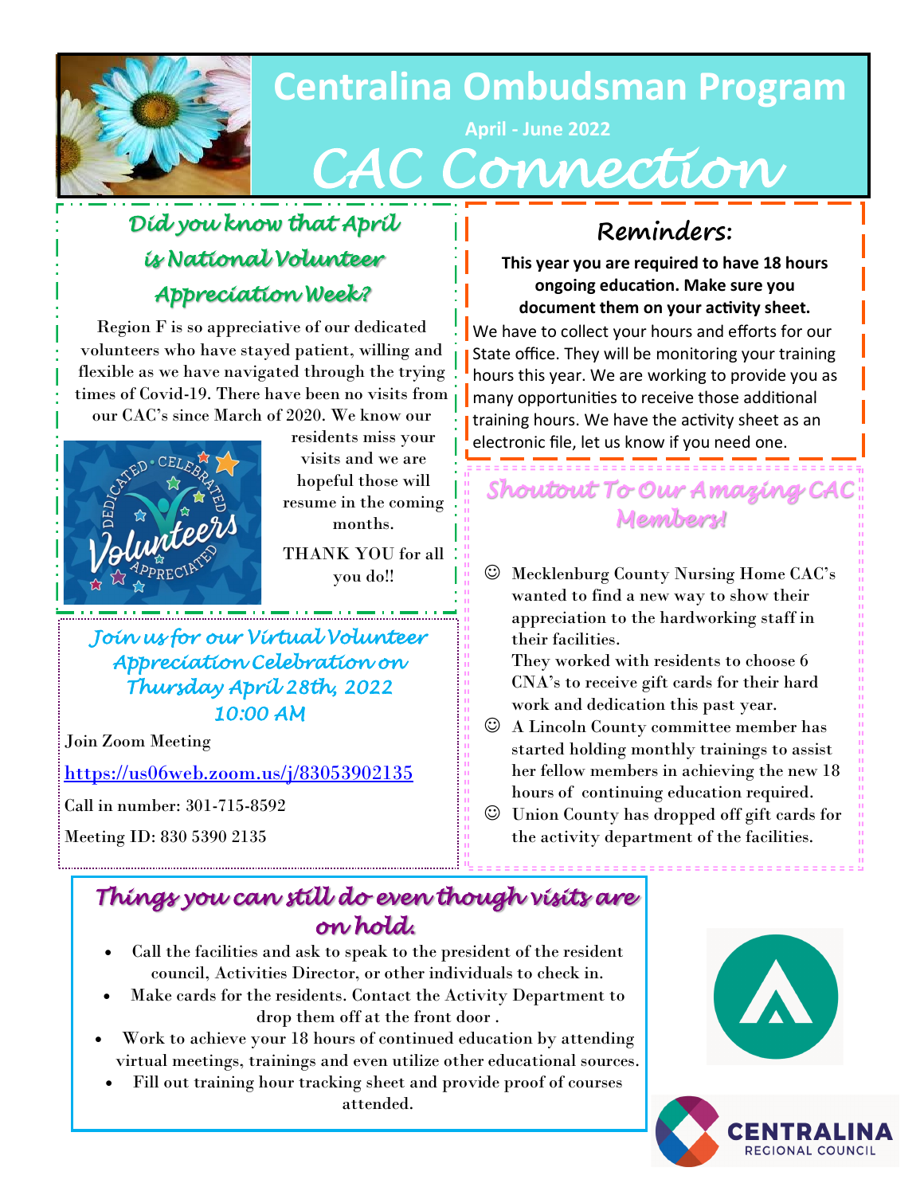# Centralina Ombudsman Program

April - June 2022

# CAC Connection

## Did you know that April is National Volunteer Appreciation Week?

Region F is so appreciative of our dedicated volunteers who have stayed patient, willing and flexible as we have navigated through the trying times of Covid-19. There have been no visits from our CAC's since March of 2020. We know our residents miss your visits and we are hopeful those will resume in the coming months.

THANK YOU for all you do!!

## Join us for our Virtual Volunteer Appreciation Celebration on Thursday April 28th, 2022 10:00 AM

Join Zoom Meeting

https://us06web.zoom.us/j/83053902135

Call in number: 301-715-8592

Meeting ID: 830 5390 2135

## Reminders:

**This year you are required to have 18 hours ongoing education. Make sure you document them on your activity sheet.**

We have to collect your hours and efforts for our State office. They will be monitoring your training hours this year. We are working to provide you as many opportunities to receive those additional training hours. We have the activity sheet as an electronic file, let us know if you need one.

## Shoutout To Our Amazing CAC Members!

- ☺ Mecklenburg County Nursing Home CAC's wanted to find a new way to show their appreciation to the hardworking staff in their facilities. They worked with residents to choose 6 CNA's to receive gift cards for their hard work and dedication this past year.
- ☺ A Lincoln County committee member has started holding monthly trainings to assist her fellow members in achieving the new 18 hours of continuing education required.
- ☺ Union County has dropped off gift cards for the activity department of the facilities.

## Things you can still do even though visits are on hold.

- Call the facilities and ask to speak to the president of the resident council, Activities Director, or other individuals to check in.
- Make cards for the residents. Contact the Activity Department to drop them off at the front door .
- Work to achieve your 18 hours of continued education by attending virtual meetings, trainings and even utilize other educational sources.
- Fill out training hour tracking sheet and provide proof of courses attended.

CENTRALINA REGIONAL COUNCIL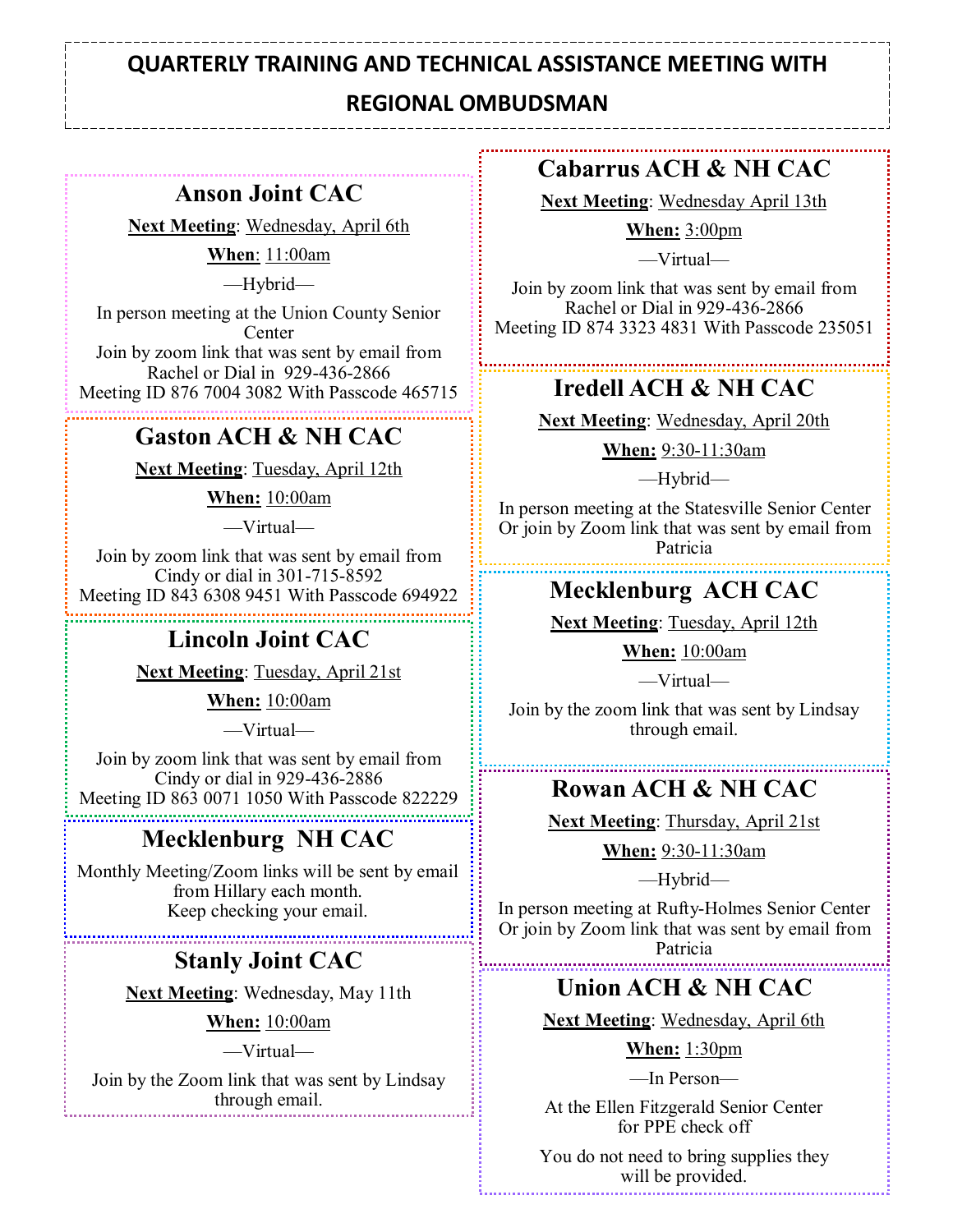# QUARTERLY TRAINING AND TECHNICAL ASSISTANCE MEETING WITH REGIONAL OMBUDSMAN

## Anson Joint CAC

**Next Meeting**: Wednesday, April 6th

**When**: 11:00am

—Hybrid—

In person meeting at the Union County Senior Center
Join by zoom link that was sent by email from Rachel or Dial in 929-436-2866
Meeting ID 876 7004 3082 With Passcode 465715

## Gaston ACH & NH CAC

**Next Meeting**: Tuesday, April 12th

**When:** 10:00am

—Virtual—

Join by zoom link that was sent by email from Cindy or dial in 301-715-8592
Meeting ID 843 6308 9451 With Passcode 694922

## Lincoln Joint CAC

**Next Meeting**: Tuesday, April 21st

**When:** 10:00am

—Virtual—

Join by zoom link that was sent by email from Cindy or dial in 929-436-2886
Meeting ID 863 0071 1050 With Passcode 822229

## Mecklenburg NH CAC

Monthly Meeting/Zoom links will be sent by email from Hillary each month.
Keep checking your email.

## Stanly Joint CAC

**Next Meeting**: Wednesday, May 11th

**When:** 10:00am

—Virtual—

Join by the Zoom link that was sent by Lindsay through email.

## Cabarrus ACH & NH CAC

**Next Meeting**: Wednesday April 13th

**When:** 3:00pm

—Virtual—

Join by zoom link that was sent by email from Rachel or Dial in 929-436-2866
Meeting ID 874 3323 4831 With Passcode 235051

## Iredell ACH & NH CAC

**Next Meeting**: Wednesday, April 20th

**When:** 9:30-11:30am

—Hybrid—

In person meeting at the Statesville Senior Center
Or join by Zoom link that was sent by email from Patricia

## Mecklenburg ACH CAC

**Next Meeting**: Tuesday, April 12th

**When:** 10:00am

—Virtual—

Join by the zoom link that was sent by Lindsay through email.

## Rowan ACH & NH CAC

**Next Meeting**: Thursday, April 21st

**When:** 9:30-11:30am

—Hybrid—

In person meeting at Rufty-Holmes Senior Center
Or join by Zoom link that was sent by email from Patricia

## Union ACH & NH CAC

**Next Meeting**: Wednesday, April 6th

**When:** 1:30pm

—In Person—

At the Ellen Fitzgerald Senior Center for PPE check off

You do not need to bring supplies they will be provided.